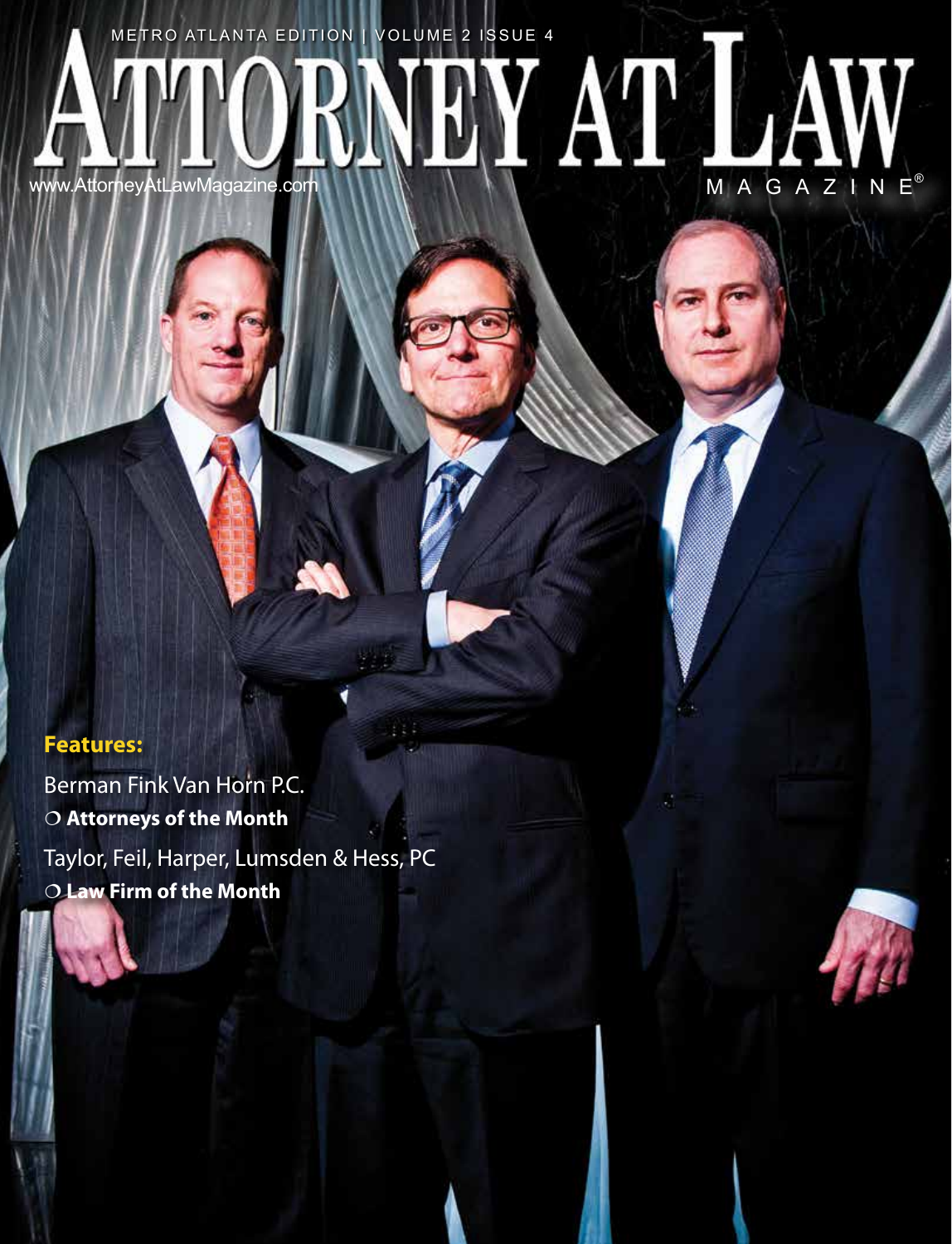METRO ATLANTA EDITION | VOLUME 2 ISSUE 4

# ATTORNEY AT LAW MAGAZINE®

www.AttorneyAtLawMagazine.com

**Features:**

Berman Fink Van Horn P.C.
- **Attorneys of the Month**

Taylor, Feil, Harper, Lumsden & Hess, PC
- **Law Firm of the Month**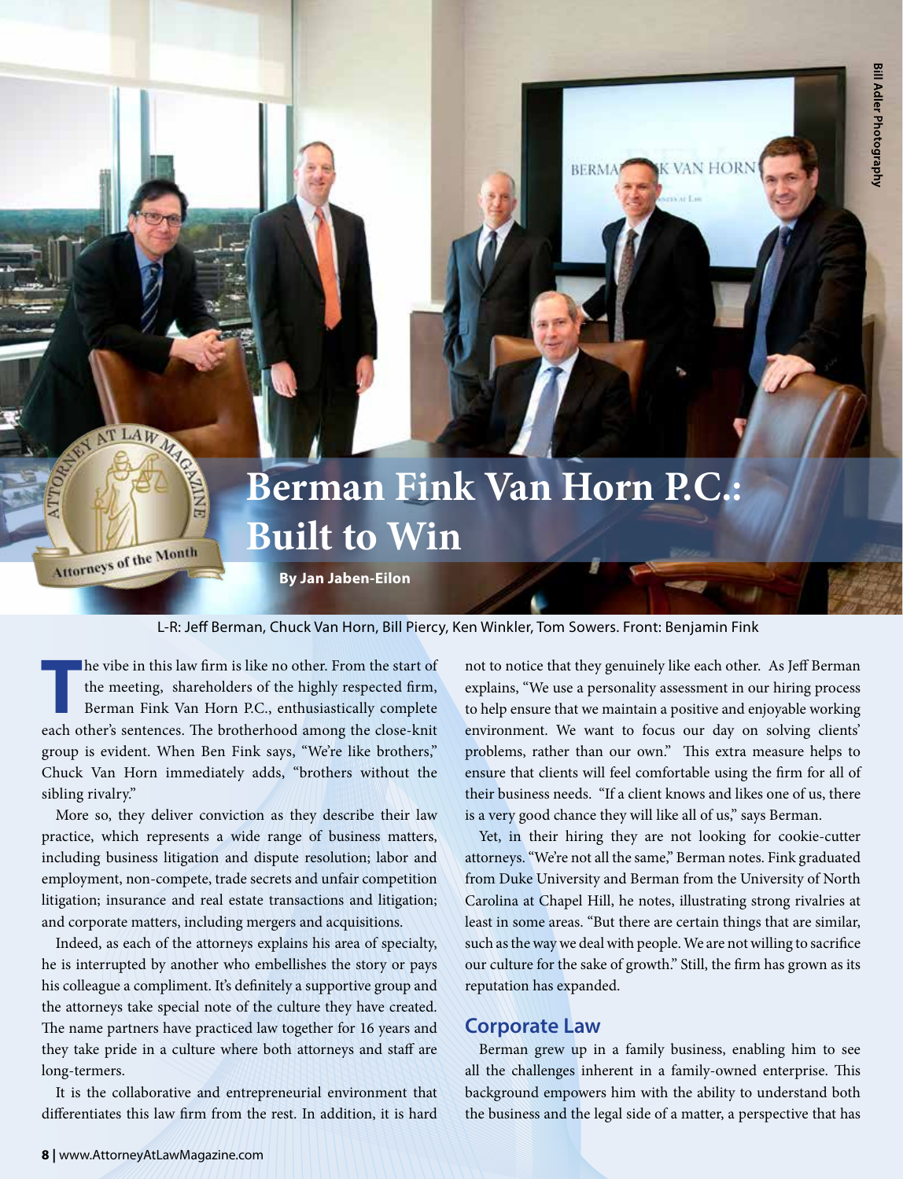# Berman Fink Van Horn P.C.: Built to Win

**By Jan Jaben-Eilon**

L-R: Jeff Berman, Chuck Van Horn, Bill Piercy, Ken Winkler, Tom Sowers. Front: Benjamin Fink

The vibe in this law firm is like no other. From the start of the meeting, shareholders of the highly respected firm, Berman Fink Van Horn P.C., enthusiastically complete each other's sentences. The brotherhood among the close-knit group is evident. When Ben Fink says, "We're like brothers," Chuck Van Horn immediately adds, "brothers without the sibling rivalry."

More so, they deliver conviction as they describe their law practice, which represents a wide range of business matters, including business litigation and dispute resolution; labor and employment, non-compete, trade secrets and unfair competition litigation; insurance and real estate transactions and litigation; and corporate matters, including mergers and acquisitions.

Indeed, as each of the attorneys explains his area of specialty, he is interrupted by another who embellishes the story or pays his colleague a compliment. It's definitely a supportive group and the attorneys take special note of the culture they have created. The name partners have practiced law together for 16 years and they take pride in a culture where both attorneys and staff are long-termers.

It is the collaborative and entrepreneurial environment that differentiates this law firm from the rest. In addition, it is hard not to notice that they genuinely like each other. As Jeff Berman explains, "We use a personality assessment in our hiring process to help ensure that we maintain a positive and enjoyable working environment. We want to focus our day on solving clients' problems, rather than our own." This extra measure helps to ensure that clients will feel comfortable using the firm for all of their business needs. "If a client knows and likes one of us, there is a very good chance they will like all of us," says Berman.

Yet, in their hiring they are not looking for cookie-cutter attorneys. "We're not all the same," Berman notes. Fink graduated from Duke University and Berman from the University of North Carolina at Chapel Hill, he notes, illustrating strong rivalries at least in some areas. "But there are certain things that are similar, such as the way we deal with people. We are not willing to sacrifice our culture for the sake of growth." Still, the firm has grown as its reputation has expanded.

## Corporate Law

Berman grew up in a family business, enabling him to see all the challenges inherent in a family-owned enterprise. This background empowers him with the ability to understand both the business and the legal side of a matter, a perspective that has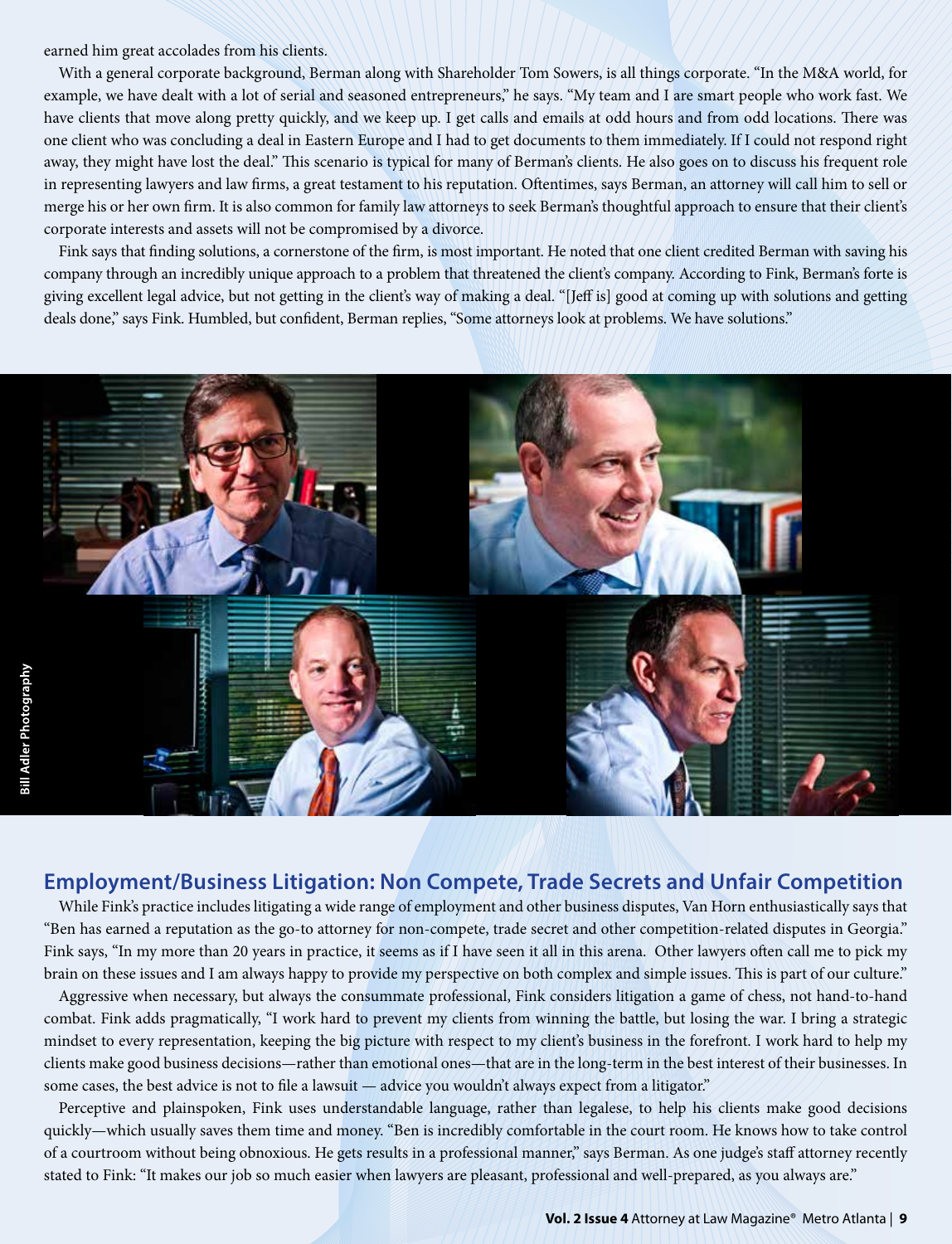earned him great accolades from his clients.

With a general corporate background, Berman along with Shareholder Tom Sowers, is all things corporate. "In the M&A world, for example, we have dealt with a lot of serial and seasoned entrepreneurs," he says. "My team and I are smart people who work fast. We have clients that move along pretty quickly, and we keep up. I get calls and emails at odd hours and from odd locations. There was one client who was concluding a deal in Eastern Europe and I had to get documents to them immediately. If I could not respond right away, they might have lost the deal." This scenario is typical for many of Berman's clients. He also goes on to discuss his frequent role in representing lawyers and law firms, a great testament to his reputation. Oftentimes, says Berman, an attorney will call him to sell or merge his or her own firm. It is also common for family law attorneys to seek Berman's thoughtful approach to ensure that their client's corporate interests and assets will not be compromised by a divorce.

Fink says that finding solutions, a cornerstone of the firm, is most important. He noted that one client credited Berman with saving his company through an incredibly unique approach to a problem that threatened the client's company. According to Fink, Berman's forte is giving excellent legal advice, but not getting in the client's way of making a deal. "[Jeff is] good at coming up with solutions and getting deals done," says Fink. Humbled, but confident, Berman replies, "Some attorneys look at problems. We have solutions."

Bill Adler Photography

## Employment/Business Litigation: Non Compete, Trade Secrets and Unfair Competition

While Fink's practice includes litigating a wide range of employment and other business disputes, Van Horn enthusiastically says that "Ben has earned a reputation as the go-to attorney for non-compete, trade secret and other competition-related disputes in Georgia." Fink says, "In my more than 20 years in practice, it seems as if I have seen it all in this arena. Other lawyers often call me to pick my brain on these issues and I am always happy to provide my perspective on both complex and simple issues. This is part of our culture."

Aggressive when necessary, but always the consummate professional, Fink considers litigation a game of chess, not hand-to-hand combat. Fink adds pragmatically, "I work hard to prevent my clients from winning the battle, but losing the war. I bring a strategic mindset to every representation, keeping the big picture with respect to my client's business in the forefront. I work hard to help my clients make good business decisions—rather than emotional ones—that are in the long-term in the best interest of their businesses. In some cases, the best advice is not to file a lawsuit — advice you wouldn't always expect from a litigator."

Perceptive and plainspoken, Fink uses understandable language, rather than legalese, to help his clients make good decisions quickly—which usually saves them time and money. "Ben is incredibly comfortable in the court room. He knows how to take control of a courtroom without being obnoxious. He gets results in a professional manner," says Berman. As one judge's staff attorney recently stated to Fink: "It makes our job so much easier when lawyers are pleasant, professional and well-prepared, as you always are."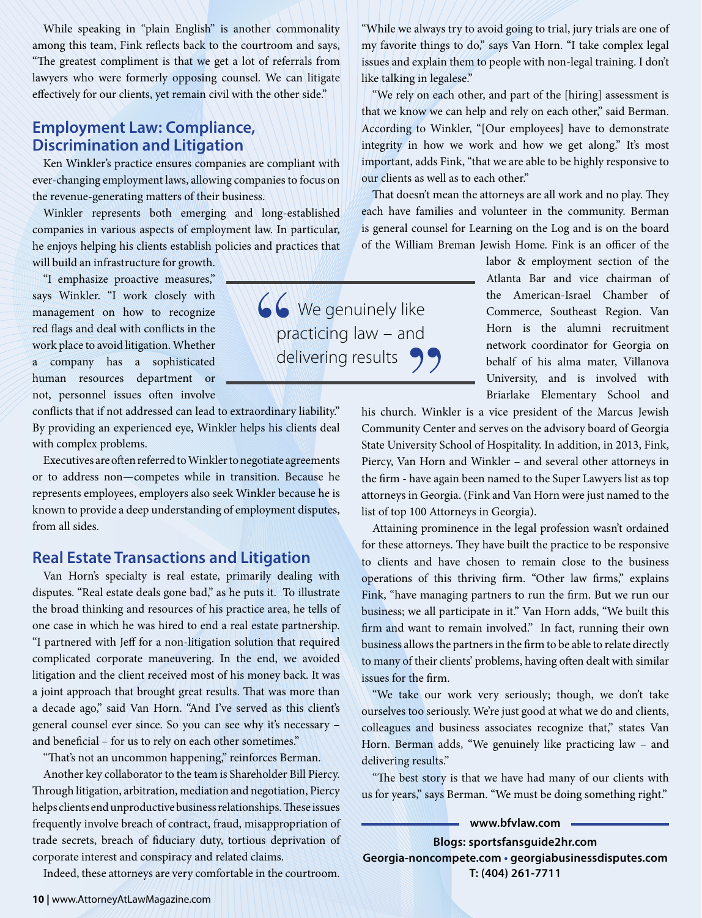While speaking in "plain English" is another commonality among this team, Fink reflects back to the courtroom and says, "The greatest compliment is that we get a lot of referrals from lawyers who were formerly opposing counsel. We can litigate effectively for our clients, yet remain civil with the other side."

## Employment Law: Compliance, Discrimination and Litigation

Ken Winkler's practice ensures companies are compliant with ever-changing employment laws, allowing companies to focus on the revenue-generating matters of their business.

Winkler represents both emerging and long-established companies in various aspects of employment law. In particular, he enjoys helping his clients establish policies and practices that will build an infrastructure for growth.

"I emphasize proactive measures," says Winkler. "I work closely with management on how to recognize red flags and deal with conflicts in the work place to avoid litigation. Whether a company has a sophisticated human resources department or not, personnel issues often involve conflicts that if not addressed can lead to extraordinary liability." By providing an experienced eye, Winkler helps his clients deal with complex problems.

Executives are often referred to Winkler to negotiate agreements or to address non—competes while in transition. Because he represents employees, employers also seek Winkler because he is known to provide a deep understanding of employment disputes, from all sides.

## Real Estate Transactions and Litigation

Van Horn's specialty is real estate, primarily dealing with disputes. "Real estate deals gone bad," as he puts it. To illustrate the broad thinking and resources of his practice area, he tells of one case in which he was hired to end a real estate partnership. "I partnered with Jeff for a non-litigation solution that required complicated corporate maneuvering. In the end, we avoided litigation and the client received most of his money back. It was a joint approach that brought great results. That was more than a decade ago," said Van Horn. "And I've served as this client's general counsel ever since. So you can see why it's necessary – and beneficial – for us to rely on each other sometimes."

"That's not an uncommon happening," reinforces Berman.

Another key collaborator to the team is Shareholder Bill Piercy. Through litigation, arbitration, mediation and negotiation, Piercy helps clients end unproductive business relationships. These issues frequently involve breach of contract, fraud, misappropriation of trade secrets, breach of fiduciary duty, tortious deprivation of corporate interest and conspiracy and related claims.

Indeed, these attorneys are very comfortable in the courtroom.

"While we always try to avoid going to trial, jury trials are one of my favorite things to do," says Van Horn. "I take complex legal issues and explain them to people with non-legal training. I don't like talking in legalese."

"We rely on each other, and part of the [hiring] assessment is that we know we can help and rely on each other," said Berman. According to Winkler, "[Our employees] have to demonstrate integrity in how we work and how we get along." It's most important, adds Fink, "that we are able to be highly responsive to our clients as well as to each other."

That doesn't mean the attorneys are all work and no play. They each have families and volunteer in the community. Berman is general counsel for Learning on the Log and is on the board of the William Breman Jewish Home. Fink is an officer of the labor & employment section of the Atlanta Bar and vice chairman of the American-Israel Chamber of Commerce, Southeast Region. Van Horn is the alumni recruitment network coordinator for Georgia on behalf of his alma mater, Villanova University, and is involved with Briarlake Elementary School and his church. Winkler is a vice president of the Marcus Jewish Community Center and serves on the advisory board of Georgia State University School of Hospitality. In addition, in 2013, Fink, Piercy, Van Horn and Winkler – and several other attorneys in the firm - have again been named to the Super Lawyers list as top attorneys in Georgia. (Fink and Van Horn were just named to the list of top 100 Attorneys in Georgia).

> "We genuinely like practicing law – and delivering results"

Attaining prominence in the legal profession wasn't ordained for these attorneys. They have built the practice to be responsive to clients and have chosen to remain close to the business operations of this thriving firm. "Other law firms," explains Fink, "have managing partners to run the firm. But we run our business; we all participate in it." Van Horn adds, "We built this firm and want to remain involved." In fact, running their own business allows the partners in the firm to be able to relate directly to many of their clients' problems, having often dealt with similar issues for the firm.

"We take our work very seriously; though, we don't take ourselves too seriously. We're just good at what we do and clients, colleagues and business associates recognize that," states Van Horn. Berman adds, "We genuinely like practicing law – and delivering results."

"The best story is that we have had many of our clients with us for years," says Berman. "We must be doing something right."

**www.bfvlaw.com**

**Blogs: sportsfansguide2hr.com**
**Georgia-noncompete.com • georgiabusinessdisputes.com**
**T: (404) 261-7711**